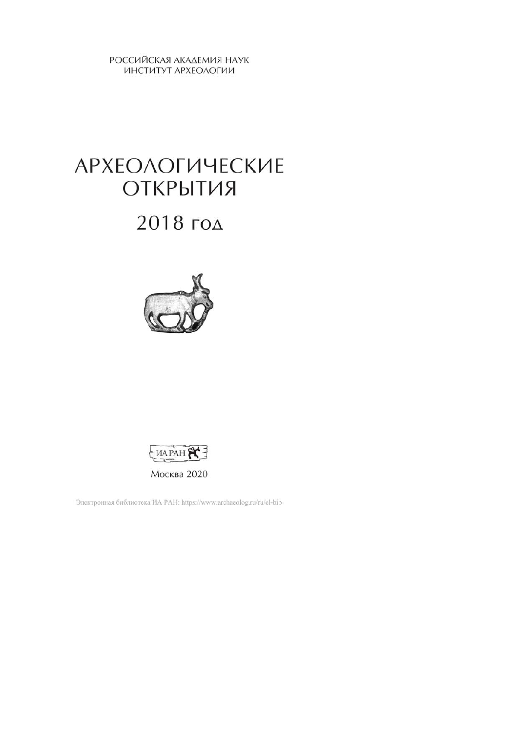РОССИЙСКАЯ АКАДЕМИЯ НАУК
ИНСТИТУТ АРХЕОЛОГИИ

# АРХЕОЛОГИЧЕСКИЕ ОТКРЫТИЯ

## 2018 год

ИА РАН

Москва 2020

Электронная библиотека ИА РАН: https://www.archaeolog.ru/ru/el-bib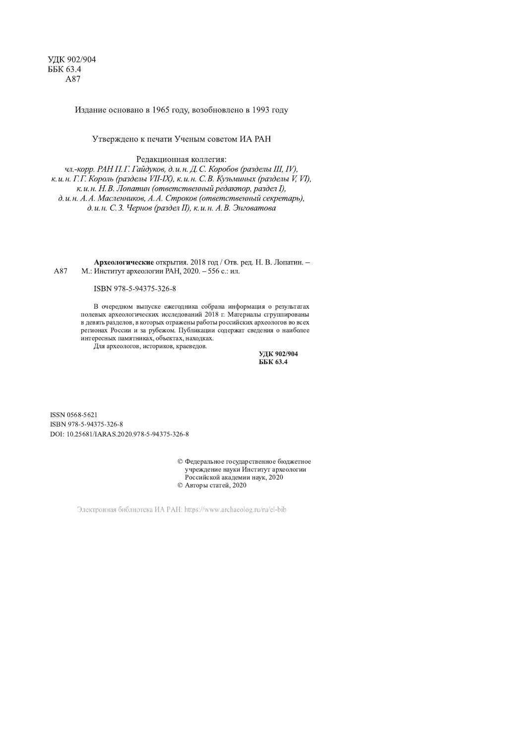УДК 902/904
ББК 63.4
А87

Издание основано в 1965 году, возобновлено в 1993 году

Утверждено к печати Ученым советом ИА РАН

Редакционная коллегия:
*чл.-корр. РАН П. Г. Гайдуков, д. и. н. Д. С. Коробов (разделы III, IV), к. и. н. Г. Г. Король (разделы VII-IX), к. и. н. С. В. Кузьминых (разделы V, VI), к. и. н. Н. В. Лопатин (ответственный редактор, раздел I), д. и. н. А. А. Масленников, А. А. Строков (ответственный секретарь), д. и. н. С. З. Чернов (раздел II), к. и. н. А. В. Энговатова*

А87 **Археологические** открытия. 2018 год / Отв. ред. Н. В. Лопатин. – М.: Институт археологии РАН, 2020. – 556 с.: ил.

ISBN 978-5-94375-326-8

В очередном выпуске ежегодника собрана информация о результатах полевых археологических исследований 2018 г. Материалы сгруппированы в девять разделов, в которых отражены работы российских археологов во всех регионах России и за рубежом. Публикации содержат сведения о наиболее интересных памятниках, объектах, находках.

Для археологов, историков, краеведов.

**УДК 902/904**
**ББК 63.4**

ISSN 0568-5621
ISBN 978-5-94375-326-8
DOI: 10.25681/IARAS.2020.978-5-94375-326-8

© Федеральное государственное бюджетное учреждение науки Институт археологии Российской академии наук, 2020
© Авторы статей, 2020

Электронная библиотека ИА РАН: https://www.archaeolog.ru/ru/el-bib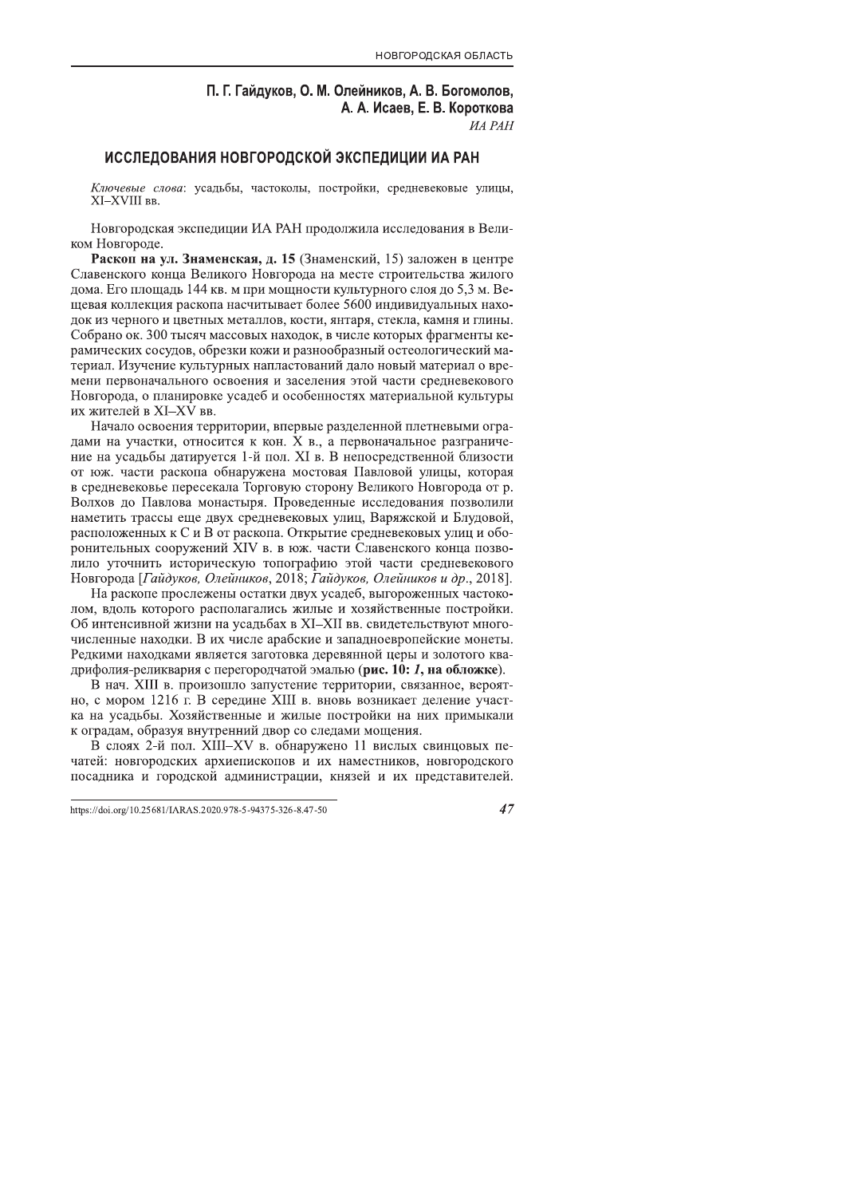**П. Г. Гайдуков, О. М. Олейников, А. В. Богомолов, А. А. Исаев, Е. В. Короткова**

*ИА РАН*

## ИССЛЕДОВАНИЯ НОВГОРОДСКОЙ ЭКСПЕДИЦИИ ИА РАН

*Ключевые слова*: усадьбы, частоколы, постройки, средневековые улицы, XI–XVIII вв.

Новгородская экспедиции ИА РАН продолжила исследования в Великом Новгороде.

**Раскоп на ул. Знаменская, д. 15** (Знаменский, 15) заложен в центре Славенского конца Великого Новгорода на месте строительства жилого дома. Его площадь 144 кв. м при мощности культурного слоя до 5,3 м. Вещевая коллекция раскопа насчитывает более 5600 индивидуальных находок из черного и цветных металлов, кости, янтаря, стекла, камня и глины. Собрано ок. 300 тысяч массовых находок, в числе которых фрагменты керамических сосудов, обрезки кожи и разнообразный остеологический материал. Изучение культурных напластований дало новый материал о времени первоначального освоения и заселения этой части средневекового Новгорода, о планировке усадеб и особенностях материальной культуры их жителей в XI–XV вв.

Начало освоения территории, впервые разделенной плетневыми оградами на участки, относится к кон. X в., а первоначальное разграничение на усадьбы датируется 1-й пол. XI в. В непосредственной близости от юж. части раскопа обнаружена мостовая Павловой улицы, которая в средневековье пересекала Торговую сторону Великого Новгорода от р. Волхов до Павлова монастыря. Проведенные исследования позволили наметить трассы еще двух средневековых улиц, Варяжской и Блудовой, расположенных к С и В от раскопа. Открытие средневековых улиц и оборонительных сооружений XIV в. в юж. части Славенского конца позволило уточнить историческую топографию этой части средневекового Новгорода [*Гайдуков, Олейников*, 2018; *Гайдуков, Олейников и др.*, 2018].

На раскопе прослежены остатки двух усадеб, выгороженных частоколом, вдоль которого располагались жилые и хозяйственные постройки. Об интенсивной жизни на усадьбах в XI–XII вв. свидетельствуют многочисленные находки. В их числе арабские и западноевропейские монеты. Редкими находками является заготовка деревянной церы и золотого квадрифолия-реликвария с перегородчатой эмалью (**рис. 10: *1*, на обложке**).

В нач. XIII в. произошло запустение территории, связанное, вероятно, с мором 1216 г. В середине XIII в. вновь возникает деление участка на усадьбы. Хозяйственные и жилые постройки на них примыкали к оградам, образуя внутренний двор со следами мощения.

В слоях 2-й пол. XIII–XV в. обнаружено 11 вислых свинцовых печатей: новгородских архиепископов и их наместников, новгородского посадника и городской администрации, князей и их представителей.

https://doi.org/10.25681/IARAS.2020.978-5-94375-326-8.47-50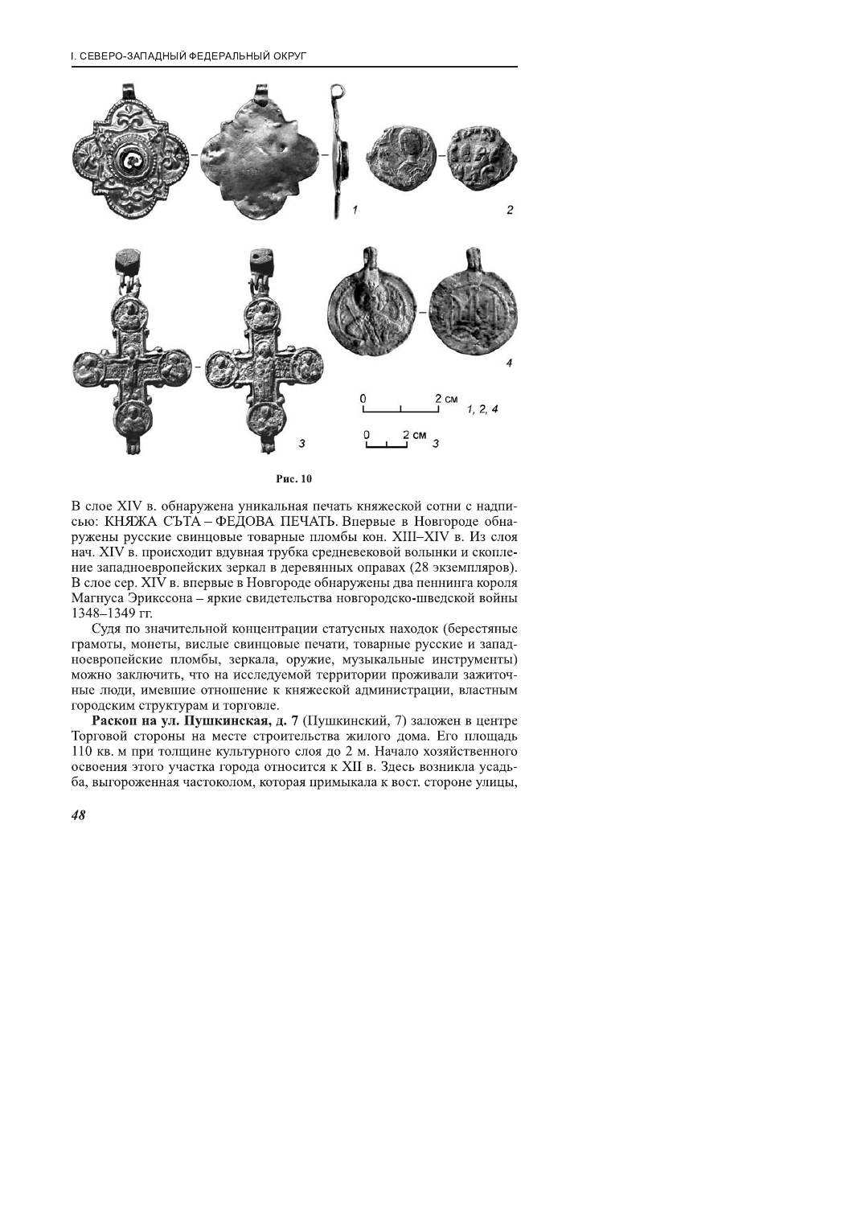**Рис. 10**

В слое XIV в. обнаружена уникальная печать княжеской сотни с надписью: КНЯЖА СЪТА – ФЕДОВА ПЕЧАТЬ. Впервые в Новгороде обнаружены русские свинцовые товарные пломбы кон. XIII–XIV в. Из слоя нач. XIV в. происходит вдувная трубка средневековой волынки и скопление западноевропейских зеркал в деревянных оправах (28 экземпляров). В слое сер. XIV в. впервые в Новгороде обнаружены два пеннинга короля Магнуса Эрикссона – яркие свидетельства новгородско-шведской войны 1348–1349 гг.

Судя по значительной концентрации статусных находок (берестяные грамоты, монеты, вислые свинцовые печати, товарные русские и западноевропейские пломбы, зеркала, оружие, музыкальные инструменты) можно заключить, что на исследуемой территории проживали зажиточные люди, имевшие отношение к княжеской администрации, властным городским структурам и торговле.

**Раскоп на ул. Пушкинская, д. 7** (Пушкинский, 7) заложен в центре Торговой стороны на месте строительства жилого дома. Его площадь 110 кв. м при толщине культурного слоя до 2 м. Начало хозяйственного освоения этого участка города относится к XII в. Здесь возникла усадьба, выгороженная частоколом, которая примыкала к вост. стороне улицы,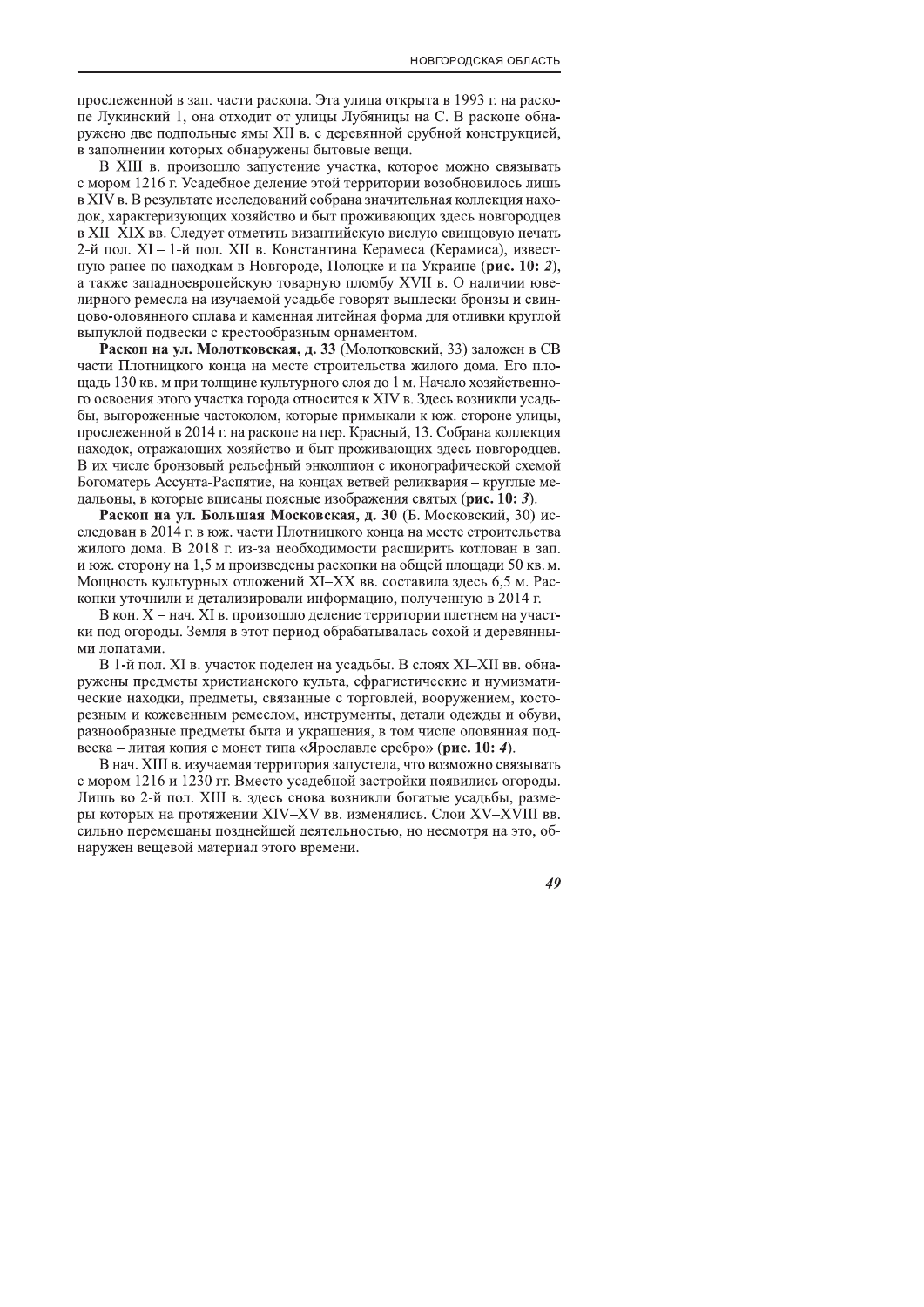прослеженной в зап. части раскопа. Эта улица открыта в 1993 г. на раскопе Лукинский 1, она отходит от улицы Лубяницы на С. В раскопе обнаружено две подпольные ямы XII в. с деревянной срубной конструкцией, в заполнении которых обнаружены бытовые вещи.

В XIII в. произошло запустение участка, которое можно связывать с мором 1216 г. Усадебное деление этой территории возобновилось лишь в XIV в. В результате исследований собрана значительная коллекция находок, характеризующих хозяйство и быт проживающих здесь новгородцев в XII–XIX вв. Следует отметить византийскую вислую свинцовую печать 2-й пол. XI – 1-й пол. XII в. Константина Керамеса (Керамиса), известную ранее по находкам в Новгороде, Полоцке и на Украине (**рис. 10:** ***2***), а также западноевропейскую товарную пломбу XVII в. О наличии ювелирного ремесла на изучаемой усадьбе говорят выплески бронзы и свинцово-оловянного сплава и каменная литейная форма для отливки круглой выпуклой подвески с крестообразным орнаментом.

**Раскоп на ул. Молотковская, д. 33** (Молотковский, 33) заложен в СВ части Плотницкого конца на месте строительства жилого дома. Его площадь 130 кв. м при толщине культурного слоя до 1 м. Начало хозяйственного освоения этого участка города относится к XIV в. Здесь возникли усадьбы, выгороженные частоколом, которые примыкали к юж. стороне улицы, прослеженной в 2014 г. на раскопе на пер. Красный, 13. Собрана коллекция находок, отражающих хозяйство и быт проживающих здесь новгородцев. В их числе бронзовый рельефный энколпион с иконографической схемой Богоматерь Ассунта-Распятие, на концах ветвей реликвария – круглые медальоны, в которые вписаны поясные изображения святых (**рис. 10:** ***3***).

**Раскоп на ул. Большая Московская, д. 30** (Б. Московский, 30) исследован в 2014 г. в юж. части Плотницкого конца на месте строительства жилого дома. В 2018 г. из-за необходимости расширить котлован в зап. и юж. сторону на 1,5 м произведены раскопки на общей площади 50 кв. м. Мощность культурных отложений XI–XX вв. составила здесь 6,5 м. Раскопки уточнили и детализировали информацию, полученную в 2014 г.

В кон. X – нач. XI в. произошло деление территории плетнем на участки под огороды. Земля в этот период обрабатывалась сохой и деревянными лопатами.

В 1-й пол. XI в. участок поделен на усадьбы. В слоях XI–XII вв. обнаружены предметы христианского культа, сфрагистические и нумизматические находки, предметы, связанные с торговлей, вооружением, косторезным и кожевенным ремеслом, инструменты, детали одежды и обуви, разнообразные предметы быта и украшения, в том числе оловянная подвеска – литая копия с монет типа «Ярославле сребро» (**рис. 10:** ***4***).

В нач. XIII в. изучаемая территория запустела, что возможно связывать с мором 1216 и 1230 гг. Вместо усадебной застройки появились огороды. Лишь во 2-й пол. XIII в. здесь снова возникли богатые усадьбы, размеры которых на протяжении XIV–XV вв. изменялись. Слои XV–XVIII вв. сильно перемешаны позднейшей деятельностью, но несмотря на это, обнаружен вещевой материал этого времени.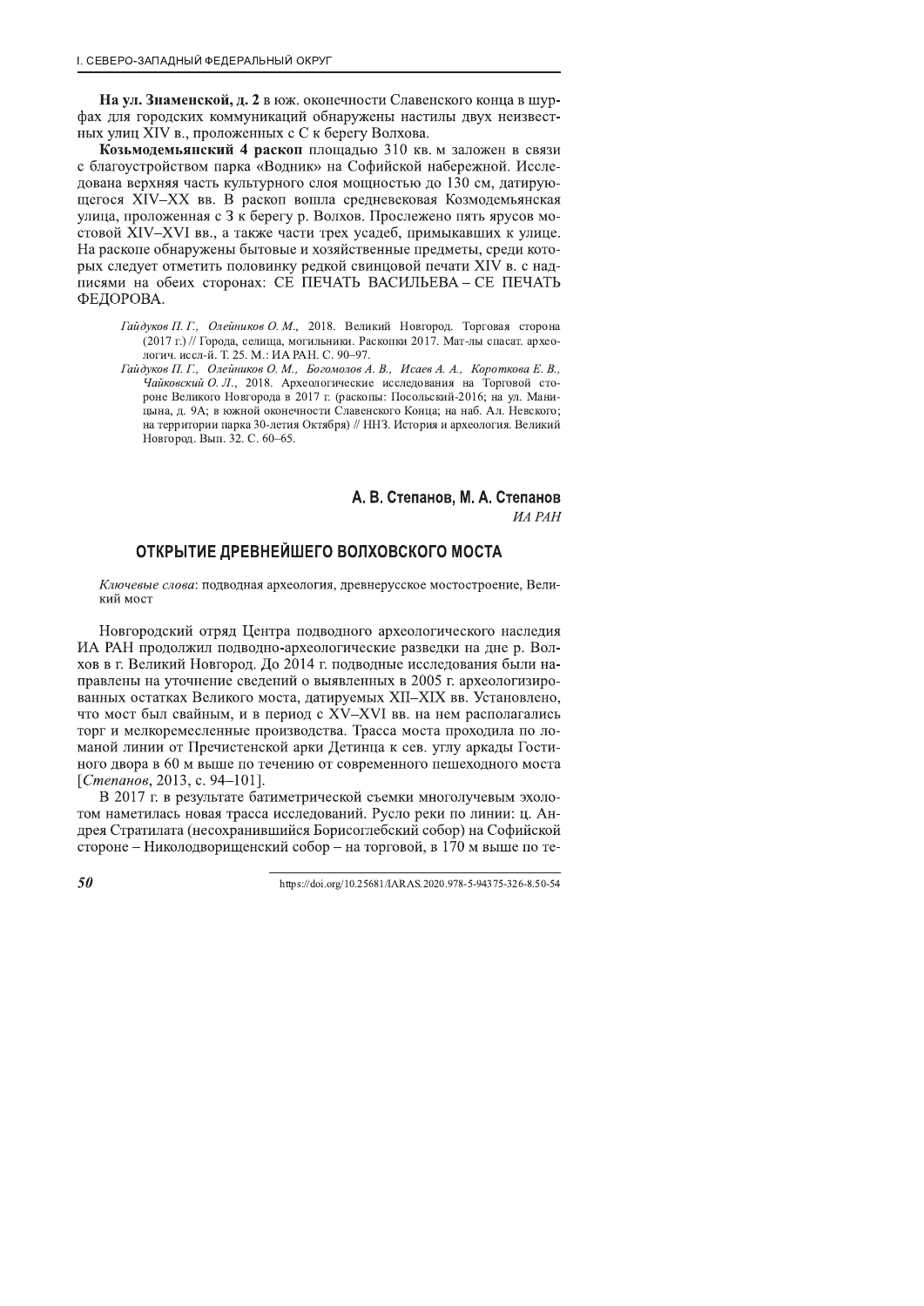**На ул. Знаменской, д. 2** в юж. оконечности Славенского конца в шурфах для городских коммуникаций обнаружены настилы двух неизвестных улиц XIV в., проложенных с С к берегу Волхова.

**Козьмодемьянский 4 раскоп** площадью 310 кв. м заложен в связи с благоустройством парка «Водник» на Софийской набережной. Исследована верхняя часть культурного слоя мощностью до 130 см, датирующегося XIV–XX вв. В раскоп вошла средневековая Козмодемьянская улица, проложенная с З к берегу р. Волхов. Прослежено пять ярусов мостовой XIV–XVI вв., а также части трех усадеб, примыкавших к улице. На раскопе обнаружены бытовые и хозяйственные предметы, среди которых следует отметить половинку редкой свинцовой печати XIV в. с надписями на обеих сторонах: СЕ ПЕЧАТЬ ВАСИЛЬЕВА – СЕ ПЕЧАТЬ ФЕДОРОВА.

*Гайдуков П. Г., Олейников О. М.*, 2018. Великий Новгород. Торговая сторона (2017 г.) // Города, селища, могильники. Раскопки 2017. Мат-лы спасат. археологич. иссл-й. Т. 25. М.: ИА РАН. С. 90–97.

*Гайдуков П. Г., Олейников О. М., Богомолов А. В., Исаев А. А., Короткова Е. В., Чайковский О. Л.*, 2018. Археологические исследования на Торговой стороне Великого Новгорода в 2017 г. (раскопы: Посольский-2016; на ул. Маницына, д. 9А; в южной оконечности Славенского Конца; на наб. Ал. Невского; на территории парка 30-летия Октября) // ННЗ. История и археология. Великий Новгород. Вып. 32. С. 60–65.

**А. В. Степанов, М. А. Степанов**

*ИА РАН*

## ОТКРЫТИЕ ДРЕВНЕЙШЕГО ВОЛХОВСКОГО МОСТА

*Ключевые слова*: подводная археология, древнерусское мостостроение, Великий мост

Новгородский отряд Центра подводного археологического наследия ИА РАН продолжил подводно-археологические разведки на дне р. Волхов в г. Великий Новгород. До 2014 г. подводные исследования были направлены на уточнение сведений о выявленных в 2005 г. археологизированных остатках Великого моста, датируемых XII–XIX вв. Установлено, что мост был свайным, и в период с XV–XVI вв. на нем располагались торг и мелкоремесленные производства. Трасса моста проходила по ломаной линии от Пречистенской арки Детинца к сев. углу аркады Гостиного двора в 60 м выше по течению от современного пешеходного моста [*Степанов*, 2013, с. 94–101].

В 2017 г. в результате батиметрической съемки многолучевым эхолотом наметилась новая трасса исследований. Русло реки по линии: ц. Андрея Стратилата (несохранившийся Борисоглебский собор) на Софийской стороне – Николодворищенский собор – на торговой, в 170 м выше по те-

https://doi.org/10.25681/IARAS.2020.978-5-94375-326-8.50-54